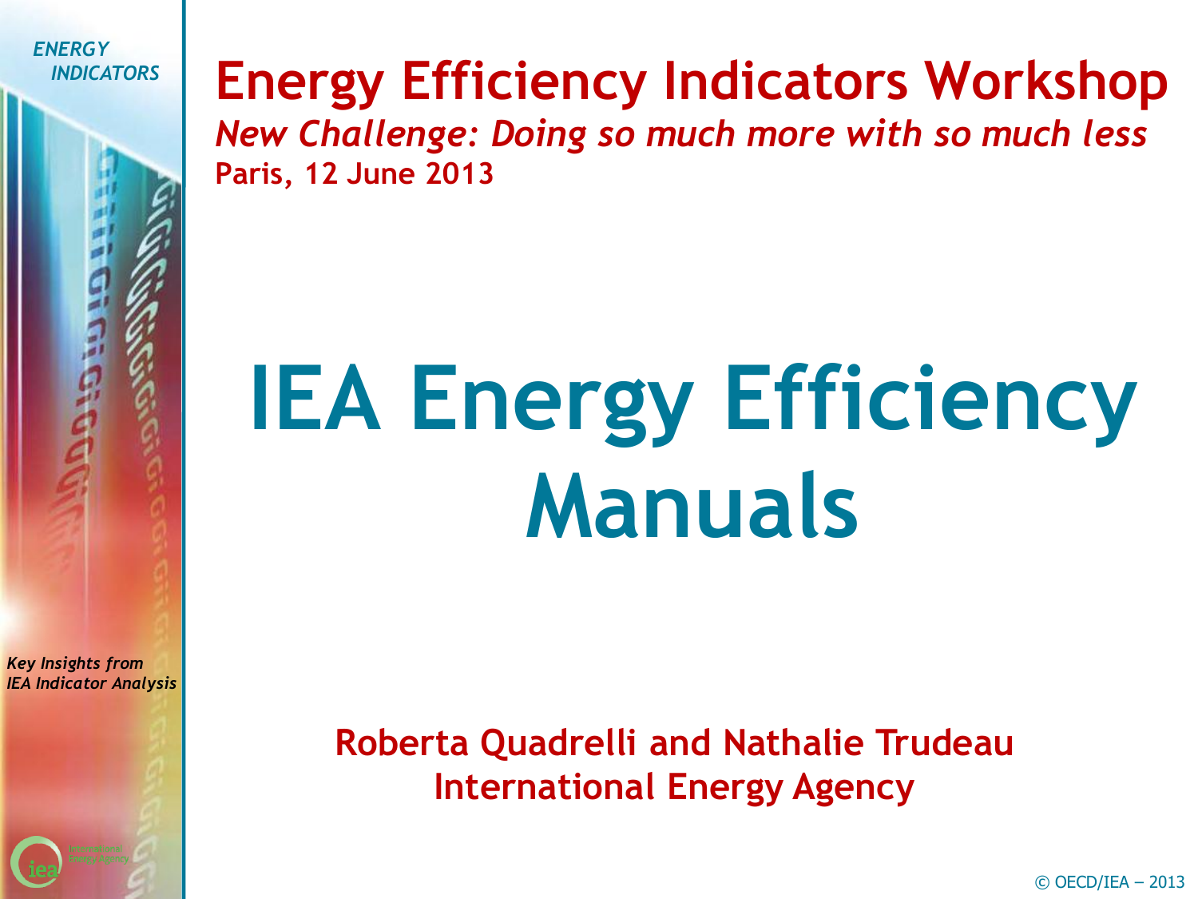*ENERGY INDICATORS*

## Energy Efficiency Indicators Workshop

***New Challenge: Doing so much more with so much less***

**Paris, 12 June 2013**

# IEA Energy Efficiency Manuals

*Key Insights from IEA Indicator Analysis*

**Roberta Quadrelli and Nathalie Trudeau**
**International Energy Agency**

© OECD/IEA – 2013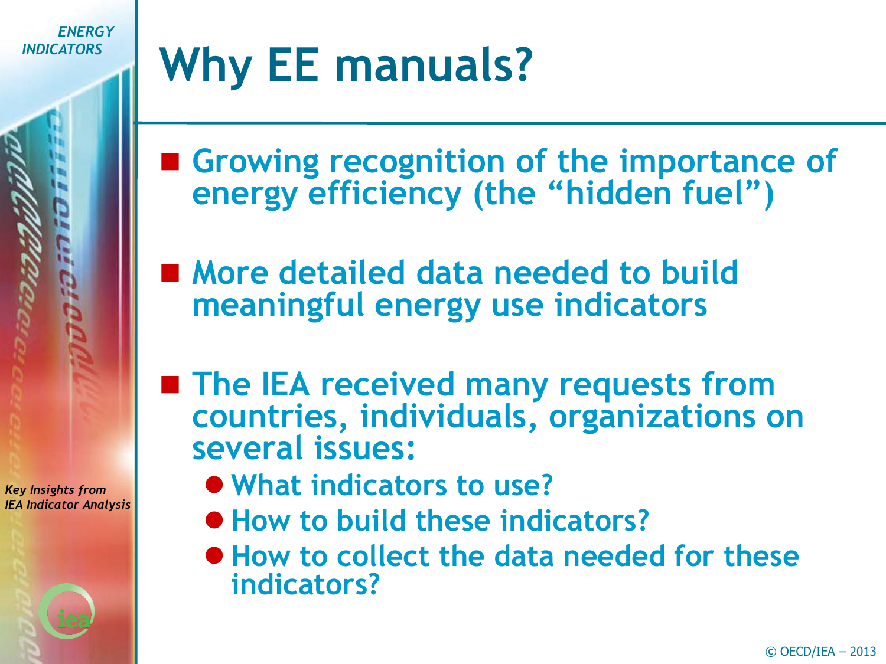# Why EE manuals?

- Growing recognition of the importance of energy efficiency (the "hidden fuel")
- More detailed data needed to build meaningful energy use indicators
- The IEA received many requests from countries, individuals, organizations on several issues:
  - What indicators to use?
  - How to build these indicators?
  - How to collect the data needed for these indicators?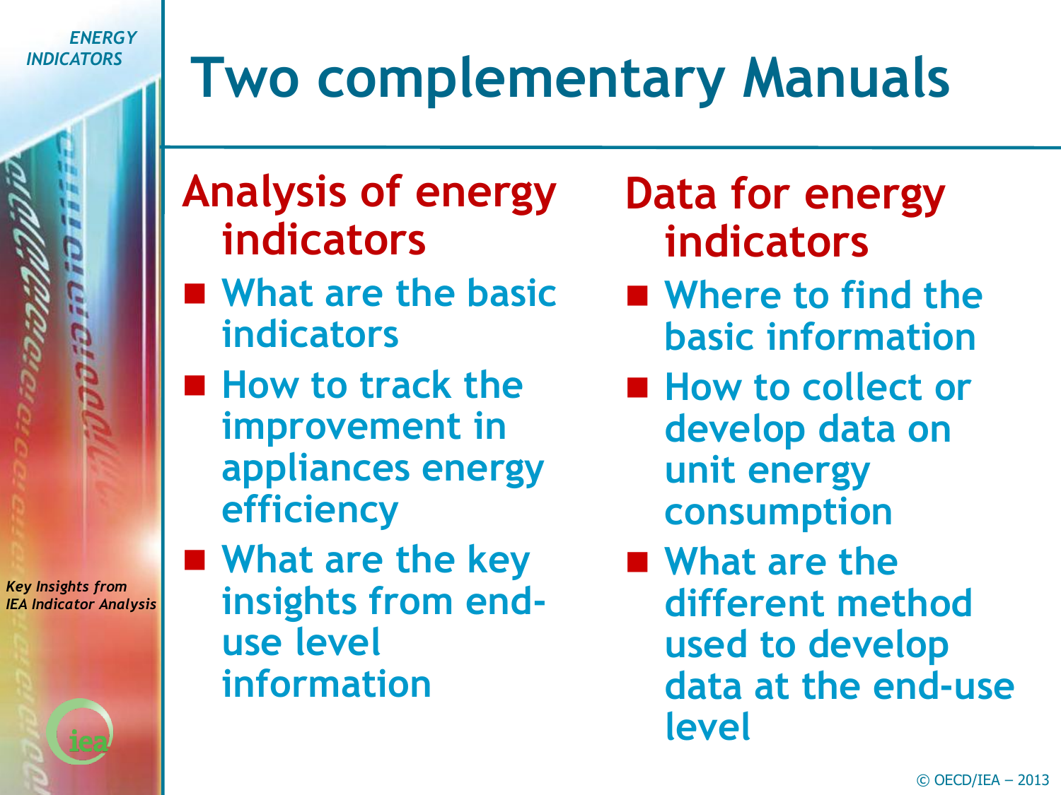# Two complementary Manuals

## Analysis of energy indicators

- What are the basic indicators
- How to track the improvement in appliances energy efficiency
- What are the key insights from end-use level information

## Data for energy indicators

- Where to find the basic information
- How to collect or develop data on unit energy consumption
- What are the different method used to develop data at the end-use level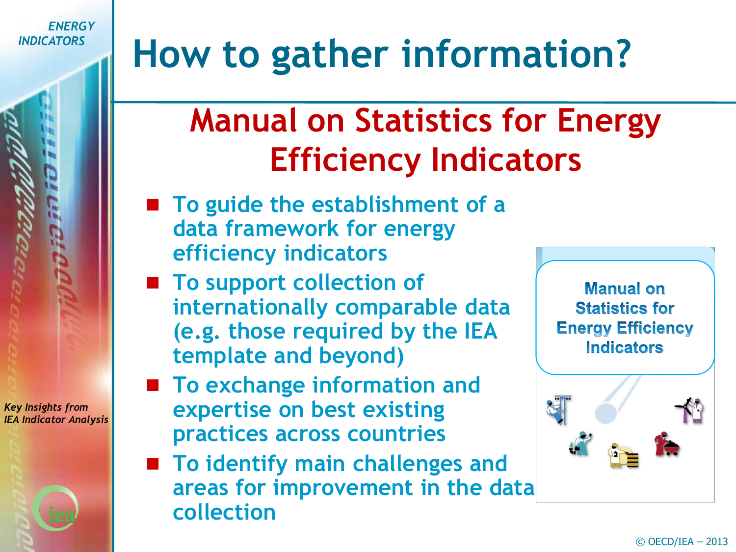# How to gather information?

## Manual on Statistics for Energy Efficiency Indicators

- To guide the establishment of a data framework for energy efficiency indicators
- To support collection of internationally comparable data (e.g. those required by the IEA template and beyond)
- To exchange information and expertise on best existing practices across countries
- To identify main challenges and areas for improvement in the data collection

Manual on Statistics for Energy Efficiency Indicators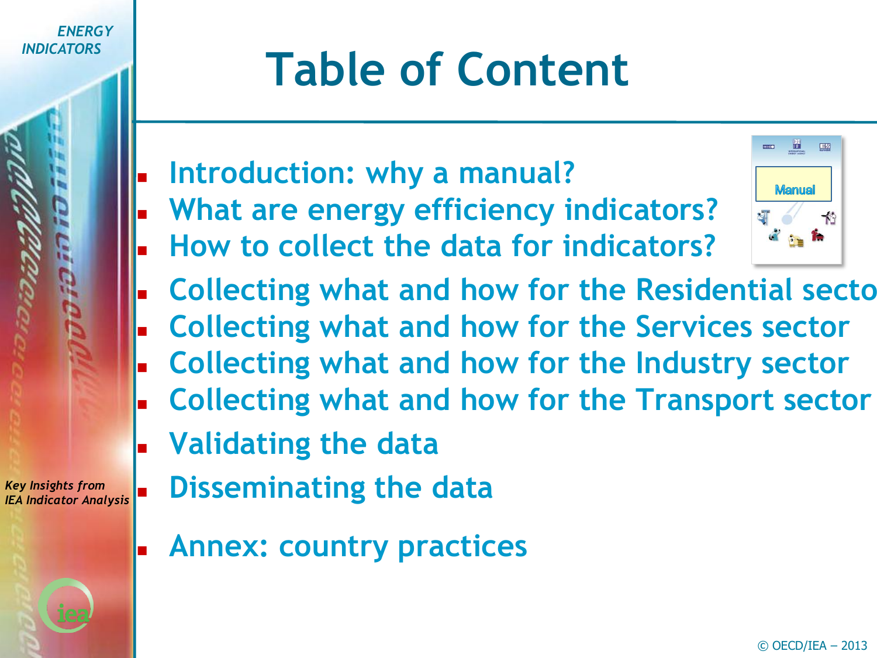# Table of Content

- Introduction: why a manual?
- What are energy efficiency indicators?
- How to collect the data for indicators?
- Collecting what and how for the Residential sector
- Collecting what and how for the Services sector
- Collecting what and how for the Industry sector
- Collecting what and how for the Transport sector
- Validating the data
- Disseminating the data
- Annex: country practices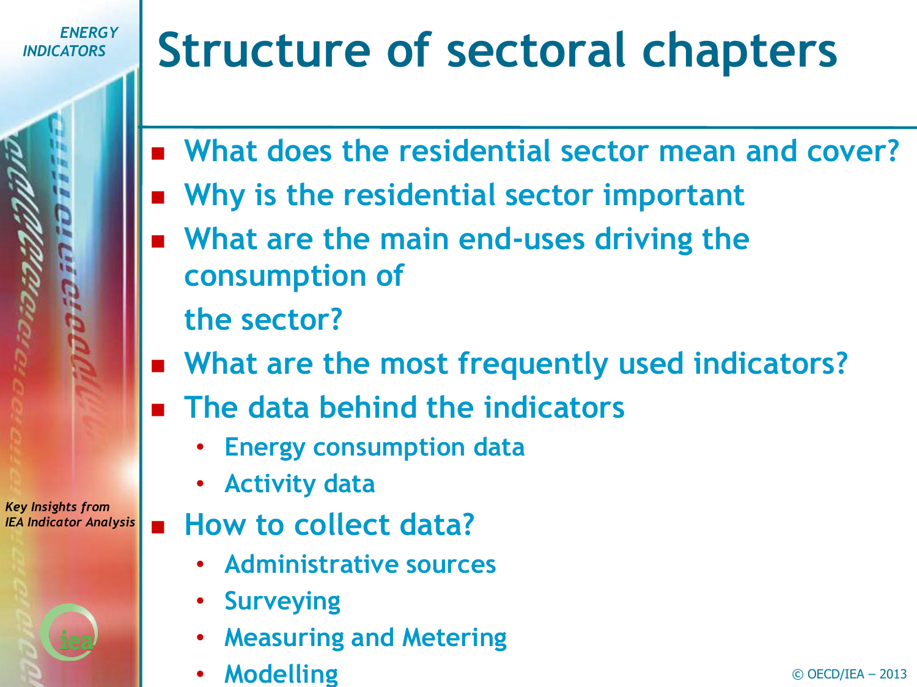# Structure of sectoral chapters

- What does the residential sector mean and cover?
- Why is the residential sector important
- What are the main end-uses driving the consumption of the sector?
- What are the most frequently used indicators?
- The data behind the indicators
  - Energy consumption data
  - Activity data
- How to collect data?
  - Administrative sources
  - Surveying
  - Measuring and Metering
  - Modelling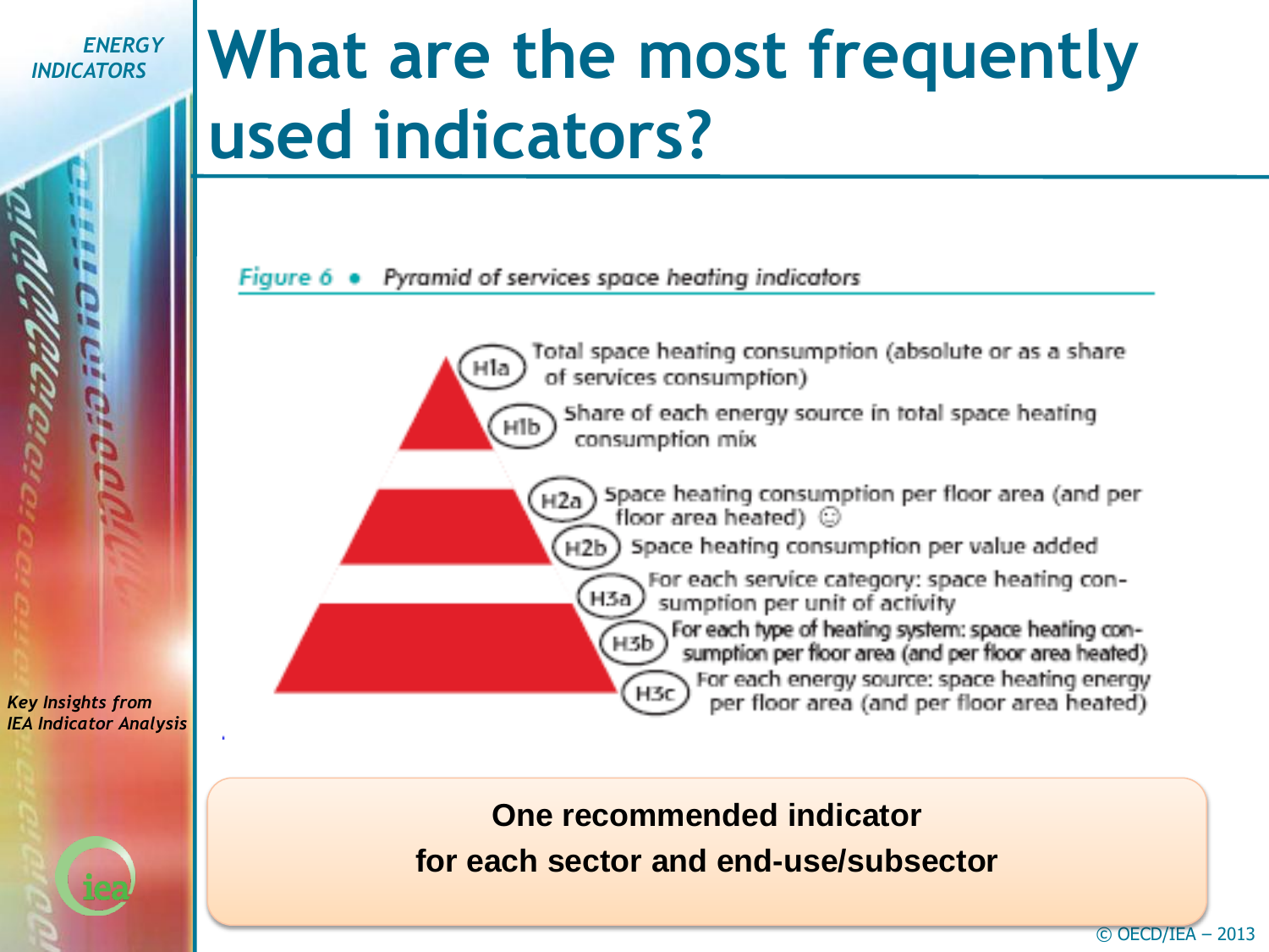# What are the most frequently used indicators?

*Figure 6 • Pyramid of services space heating indicators*

- **H1a** Total space heating consumption (absolute or as a share of services consumption)
- **H1b** Share of each energy source in total space heating consumption mix
- **H2a** Space heating consumption per floor area (and per floor area heated) ☺
- **H2b** Space heating consumption per value added
- **H3a** For each service category: space heating consumption per unit of activity
- **H3b** For each type of heating system: space heating consumption per floor area (and per floor area heated)
- **H3c** For each energy source: space heating energy per floor area (and per floor area heated)

**One recommended indicator for each sector and end-use/subsector**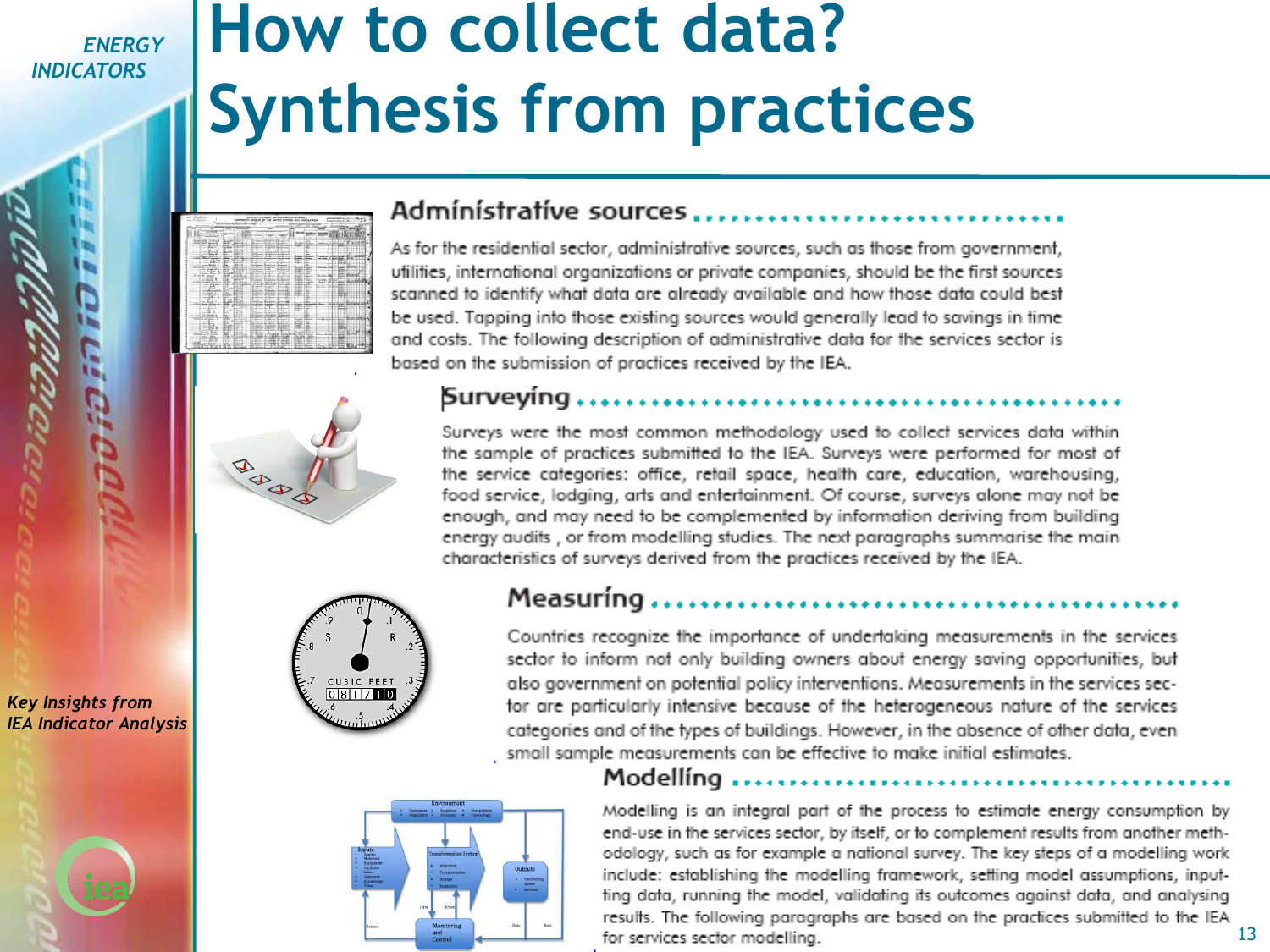# How to collect data? Synthesis from practices

## Administrative sources

As for the residential sector, administrative sources, such as those from government, utilities, international organizations or private companies, should be the first sources scanned to identify what data are already available and how those data could best be used. Tapping into those existing sources would generally lead to savings in time and costs. The following description of administrative data for the services sector is based on the submission of practices received by the IEA.

## Surveying

Surveys were the most common methodology used to collect services data within the sample of practices submitted to the IEA. Surveys were performed for most of the service categories: office, retail space, health care, education, warehousing, food service, lodging, arts and entertainment. Of course, surveys alone may not be enough, and may need to be complemented by information deriving from building energy audits , or from modelling studies. The next paragraphs summarise the main characteristics of surveys derived from the practices received by the IEA.

## Measuring

Countries recognize the importance of undertaking measurements in the services sector to inform not only building owners about energy saving opportunities, but also government on potential policy interventions. Measurements in the services sector are particularly intensive because of the heterogeneous nature of the services categories and of the types of buildings. However, in the absence of other data, even small sample measurements can be effective to make initial estimates.

## Modelling

Modelling is an integral part of the process to estimate energy consumption by end-use in the services sector, by itself, or to complement results from another methodology, such as for example a national survey. The key steps of a modelling work include: establishing the modelling framework, setting model assumptions, inputting data, running the model, validating its outcomes against data, and analysing results. The following paragraphs are based on the practices submitted to the IEA for services sector modelling.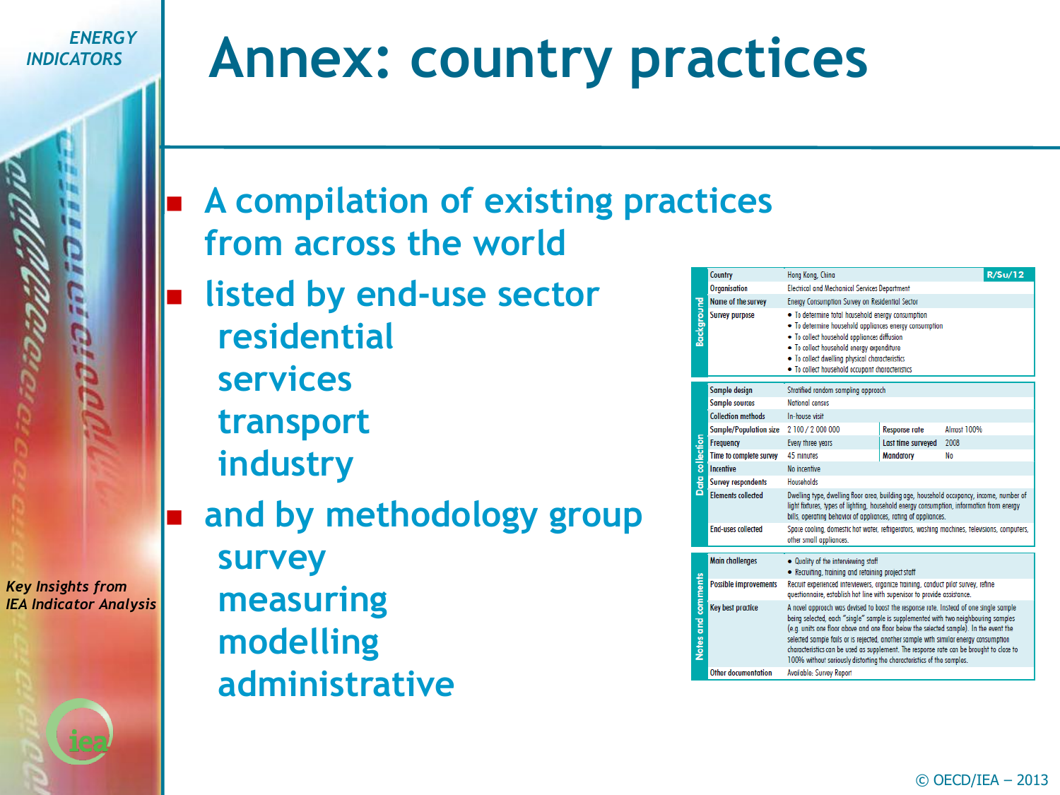# Annex: country practices

- A compilation of existing practices from across the world
- listed by end-use sector
  - residential
  - services
  - transport
  - industry
- and by methodology group
  - survey
  - measuring
  - modelling
  - administrative

| Section | Field | Value | | | R/Su/12 |
|---|---|---|---|---|---|
| Background | Country | Hong Kong, China | | | |
| | Organisation | Electrical and Mechanical Services Department | | | |
| | Name of the survey | Energy Consumption Survey on Residential Sector | | | |
| | Survey purpose | • To determine total household energy consumption<br>• To determine household appliances energy consumption<br>• To collect household appliances diffusion<br>• To collect household energy expenditure<br>• To collect dwelling physical characteristics<br>• To collect household occupant characteristics | | | |
| Data collection | Sample design | Stratified random sampling approach | | | |
| | Sample sources | National census | | | |
| | Collection methods | In-house visit | | | |
| | Sample/Population size | 2 100 / 2 000 000 | Response rate | Almost 100% | |
| | Frequency | Every three years | Last time surveyed | 2008 | |
| | Time to complete survey | 45 minutes | Mandatory | No | |
| | Incentive | No incentive | | | |
| | Survey respondents | Households | | | |
| | Elements collected | Dwelling type, dwelling floor area, building age, household occupancy, income, number of light fixtures, types of lighting, household energy consumption, information from energy bills, operating behavior of appliances, rating of appliances. | | | |
| | End-uses collected | Space cooling, domestic hot water, refrigerators, washing machines, televisions, computers, other small appliances. | | | |
| Notes and comments | Main challenges | • Quality of the interviewing staff<br>• Recruiting, training and retaining project staff | | | |
| | Possible improvements | Recruit experienced interviewers, organize training, conduct pilot survey, refine questionnaire, establish hot line with supervisor to provide assistance. | | | |
| | Key best practice | A novel approach was devised to boost the response rate. Instead of one single sample being selected, each "single" sample is supplemented with two neighbouring samples (e.g. units one floor above and one floor below the selected sample). In the event the selected sample fails or is rejected, another sample with similar energy consumption characteristics can be used as supplement. The response rate can be brought to close to 100% without seriously distorting the characteristics of the samples. | | | |
| | Other documentation | Available: Survey Report | | | |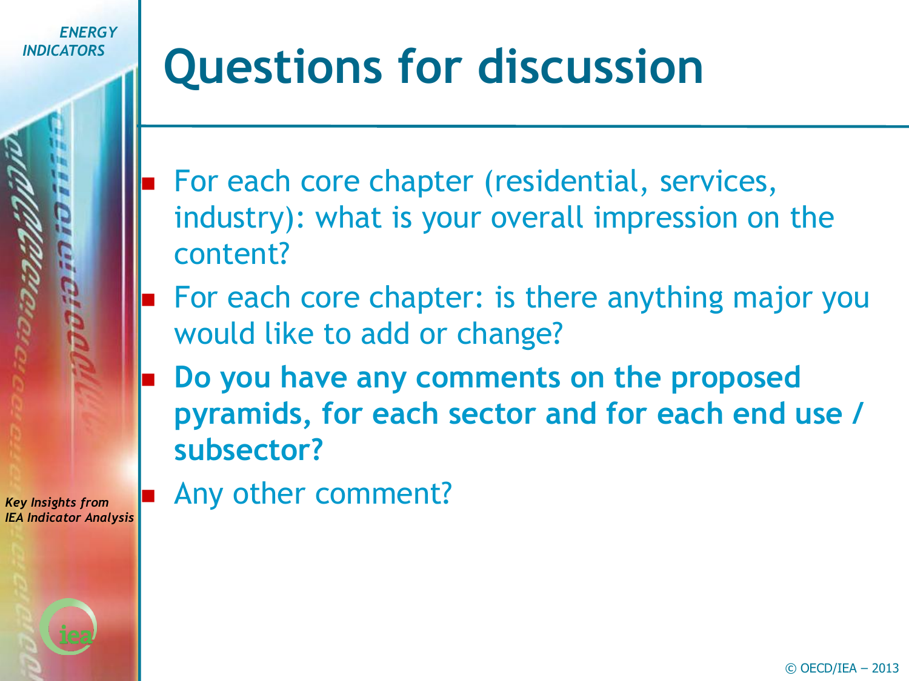# Questions for discussion

- For each core chapter (residential, services, industry): what is your overall impression on the content?
- For each core chapter: is there anything major you would like to add or change?
- **Do you have any comments on the proposed pyramids, for each sector and for each end use / subsector?**
- Any other comment?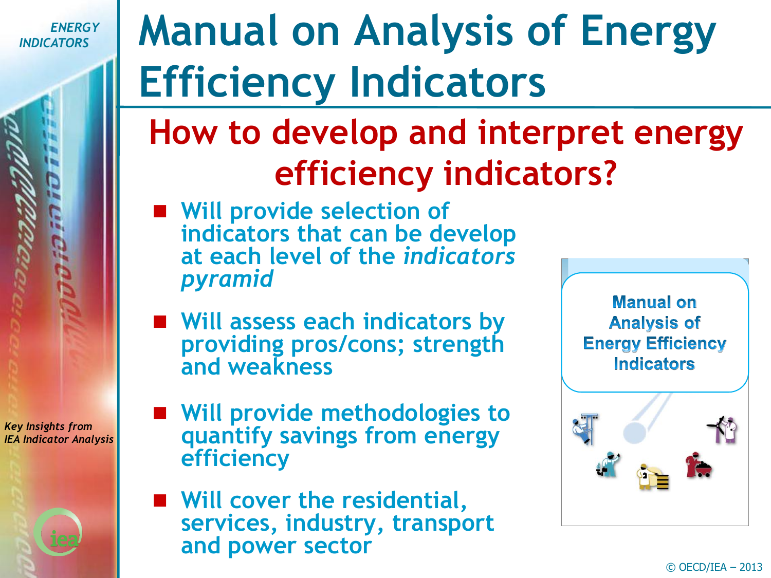# Manual on Analysis of Energy Efficiency Indicators

## How to develop and interpret energy efficiency indicators?

- Will provide selection of indicators that can be develop at each level of the *indicators pyramid*
- Will assess each indicators by providing pros/cons; strength and weakness
- Will provide methodologies to quantify savings from energy efficiency
- Will cover the residential, services, industry, transport and power sector

Manual on Analysis of Energy Efficiency Indicators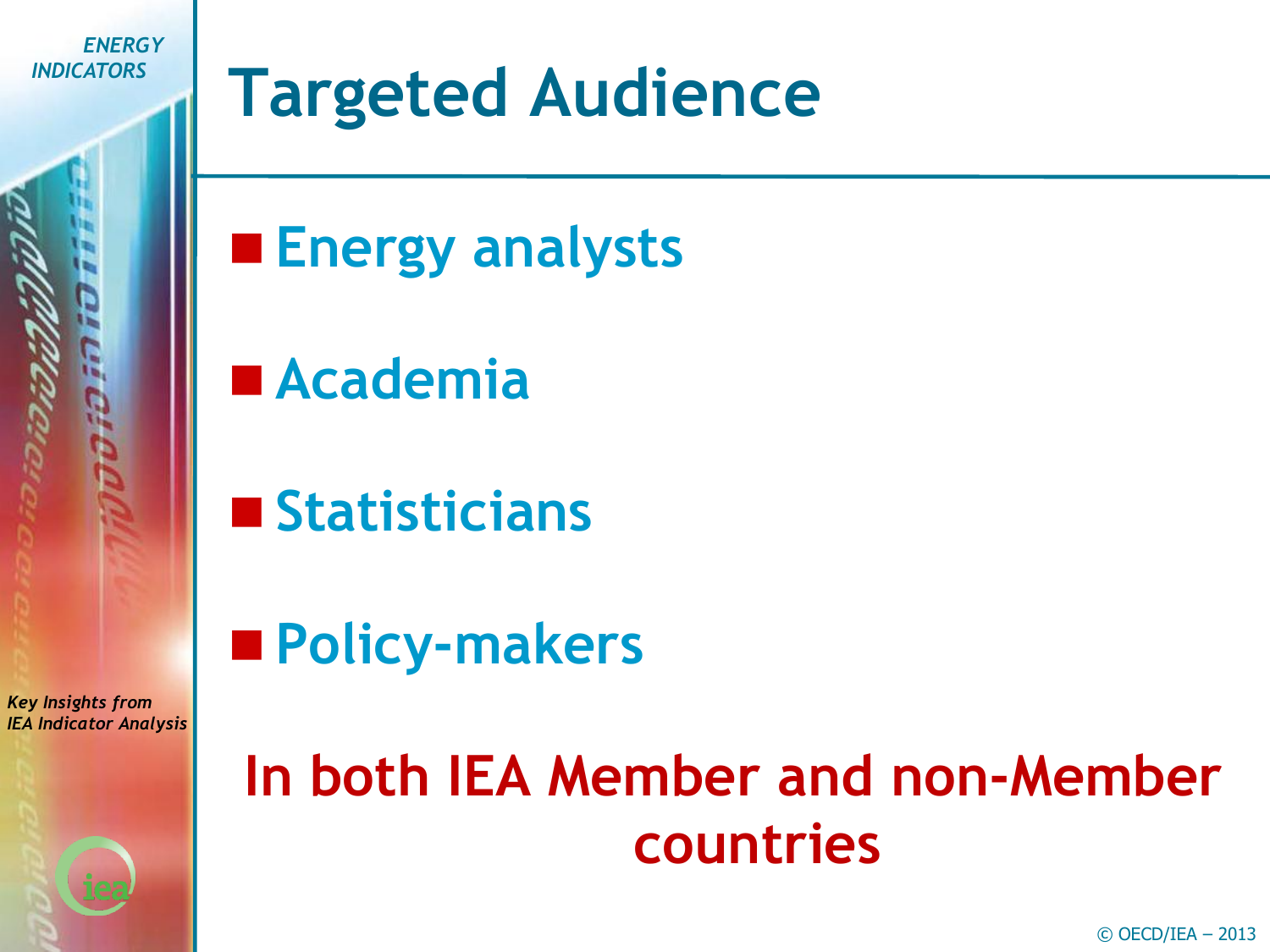# Targeted Audience

- Energy analysts
- Academia
- Statisticians
- Policy-makers

**In both IEA Member and non-Member countries**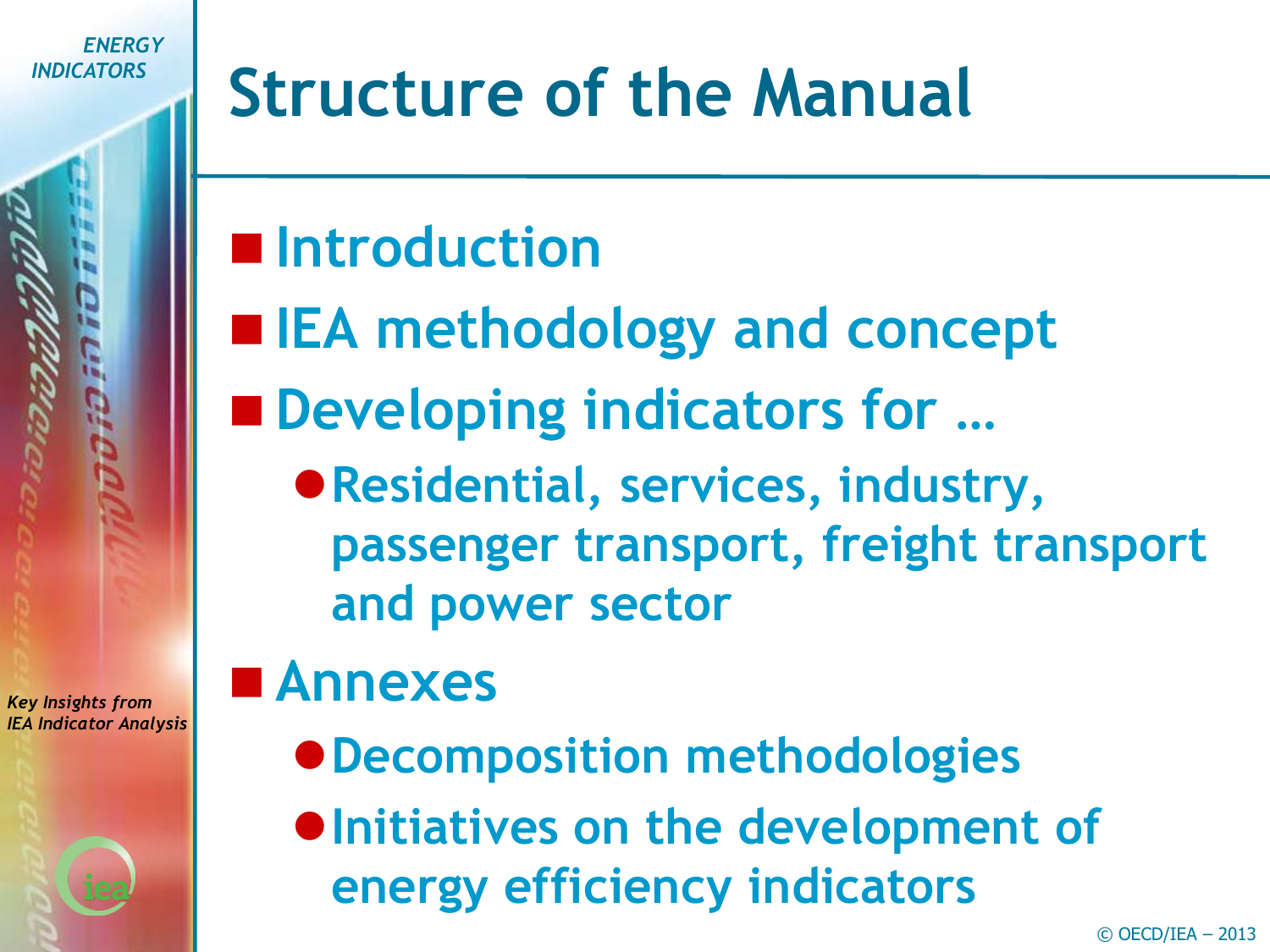# Structure of the Manual

- Introduction
- IEA methodology and concept
- Developing indicators for …
  - Residential, services, industry, passenger transport, freight transport and power sector
- Annexes
  - Decomposition methodologies
  - Initiatives on the development of energy efficiency indicators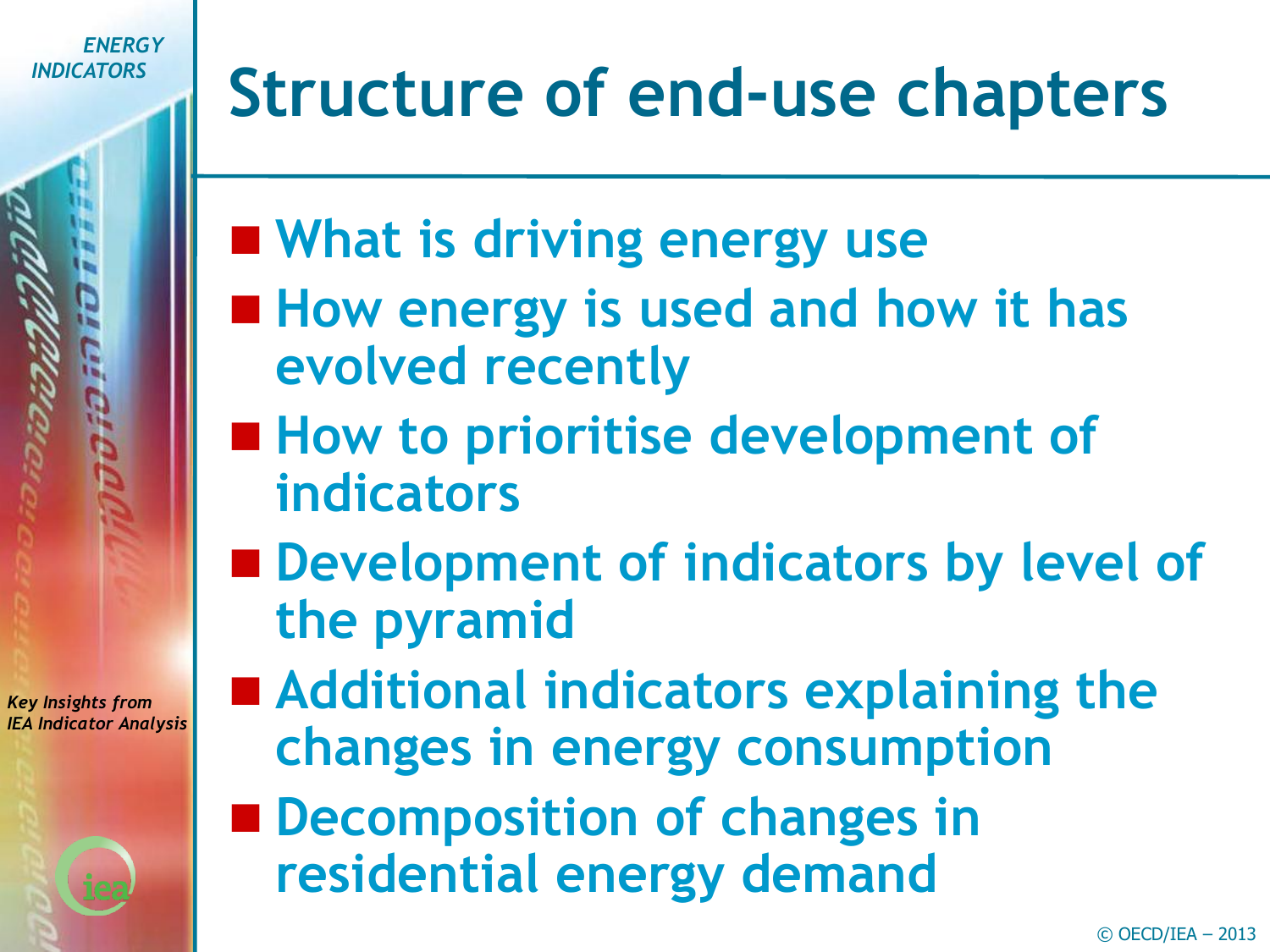# Structure of end-use chapters

- What is driving energy use
- How energy is used and how it has evolved recently
- How to prioritise development of indicators
- Development of indicators by level of the pyramid
- Additional indicators explaining the changes in energy consumption
- Decomposition of changes in residential energy demand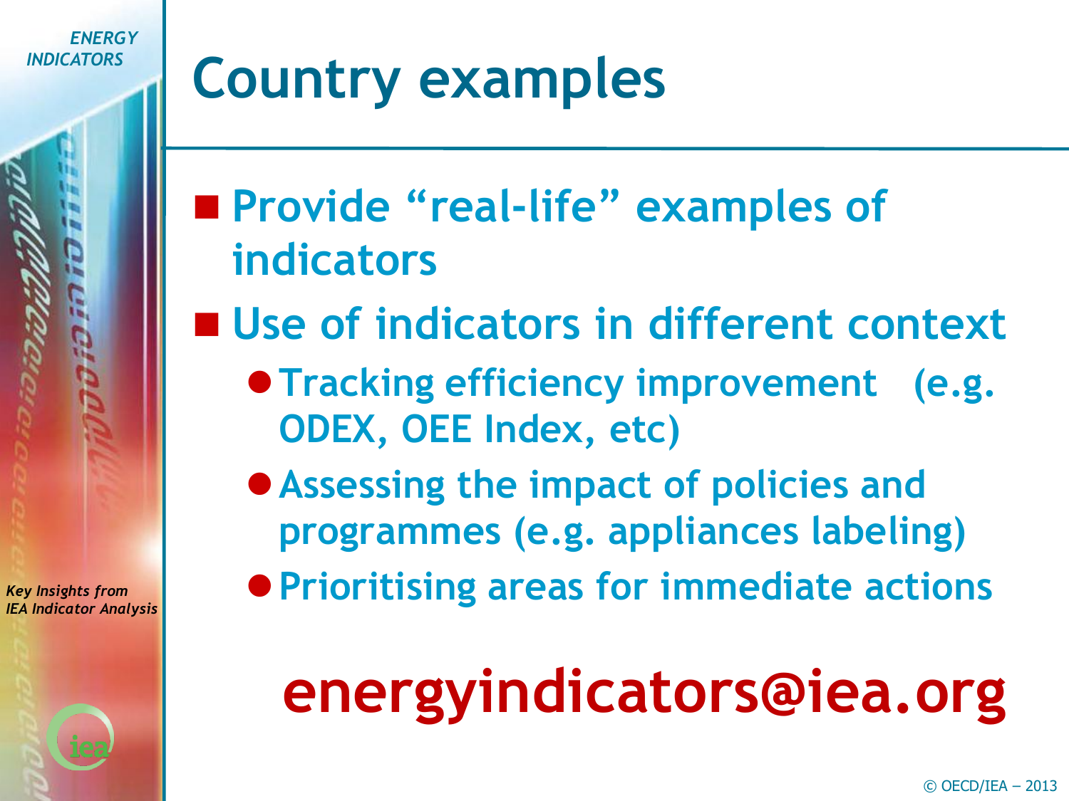# Country examples

- Provide "real-life" examples of indicators
- Use of indicators in different context
  - Tracking efficiency improvement (e.g. ODEX, OEE Index, etc)
  - Assessing the impact of policies and programmes (e.g. appliances labeling)
  - Prioritising areas for immediate actions

**energyindicators@iea.org**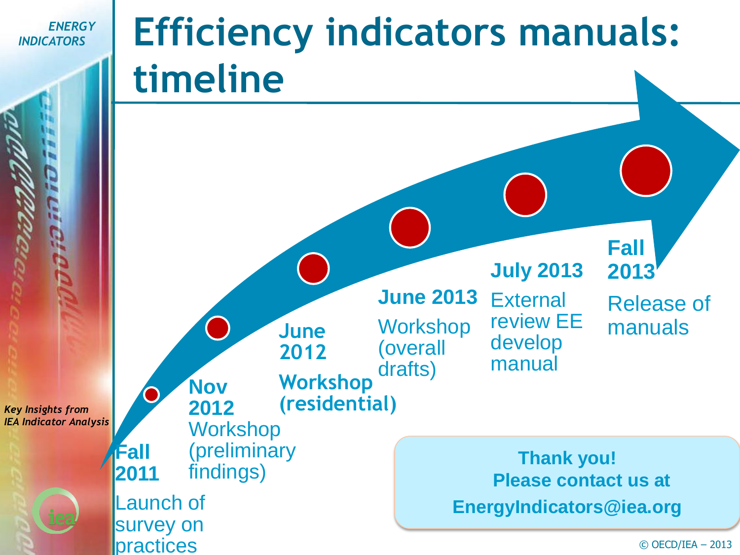# Efficiency indicators manuals: timeline

- **Fall 2011** — Launch of survey on practices
- **Nov 2012** — Workshop (preliminary findings)
- **June 2012** — **Workshop (residential)**
- **June 2013** — Workshop (overall drafts)
- **July 2013** — External review EE develop manual
- **Fall 2013** — Release of manuals

**Thank you!**
**Please contact us at**
**EnergyIndicators@iea.org**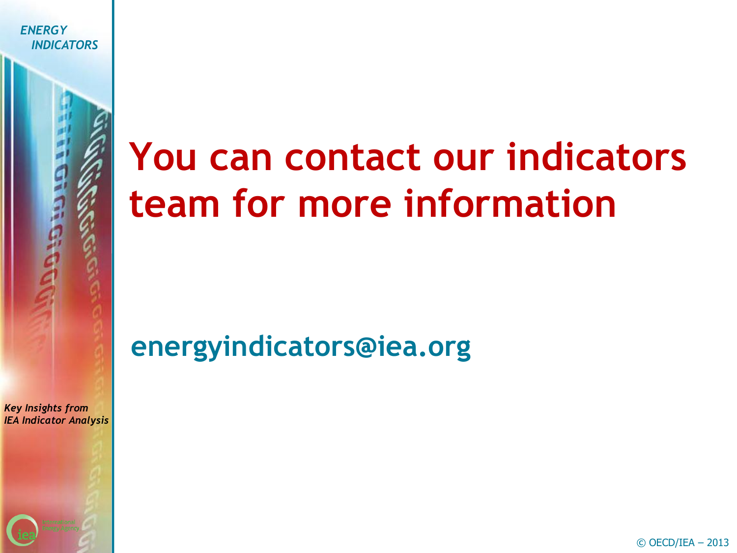# You can contact our indicators team for more information

**energyindicators@iea.org**